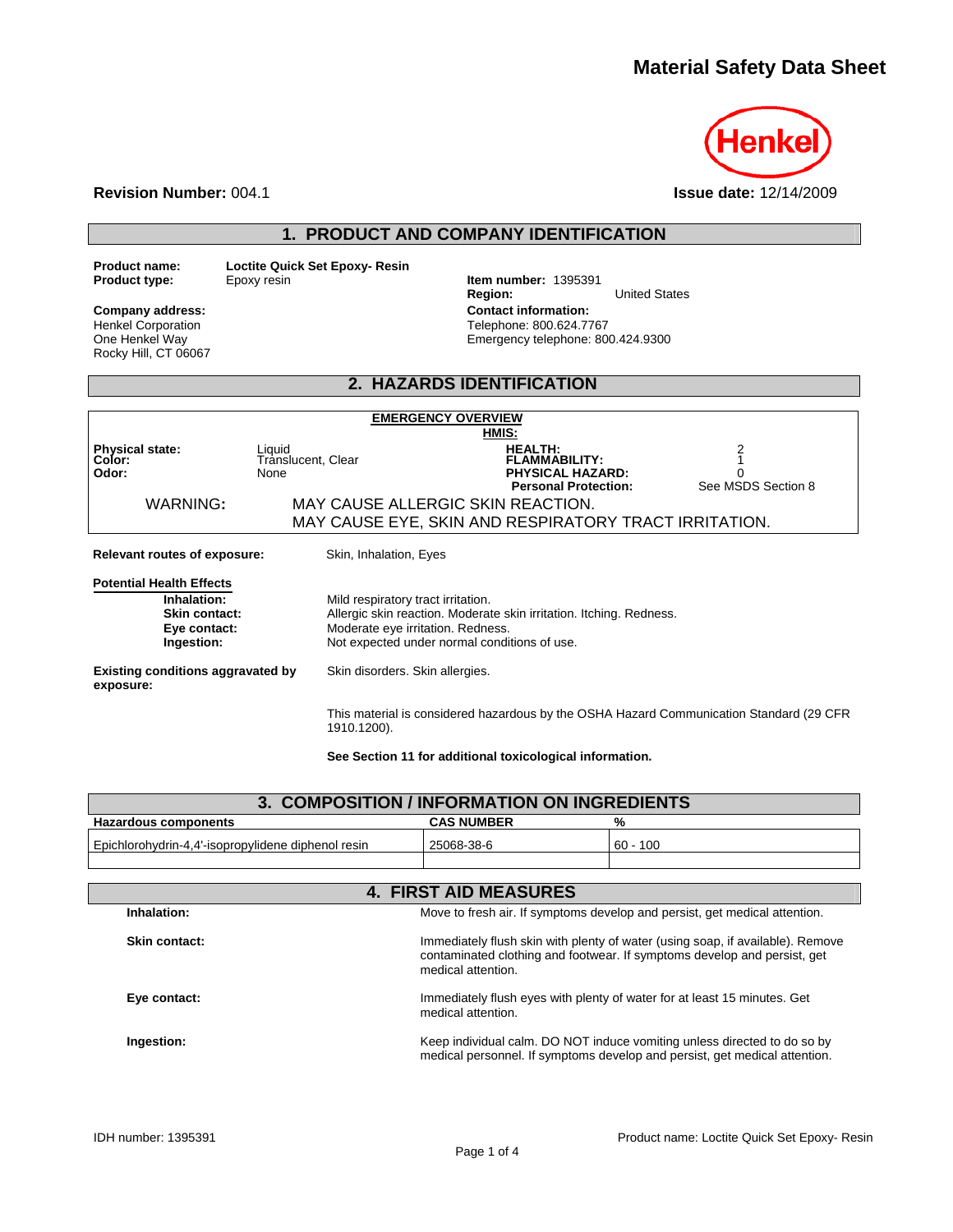# Material Safety Data Sheet

Henkel

**Revision Number:** 004.1

**Issue date:** 12/14/2009

## 1. PRODUCT AND COMPANY IDENTIFICATION

**Product name:** Loctite Quick Set Epoxy- Resin
**Product type:** Epoxy resin

**Item number:** 1395391
**Region:** United States

**Company address:**
Henkel Corporation
One Henkel Way
Rocky Hill, CT 06067

**Contact information:**
Telephone: 800.624.7767
Emergency telephone: 800.424.9300

## 2. HAZARDS IDENTIFICATION

**EMERGENCY OVERVIEW**

| | | HMIS: | |
|---|---|---|---|
| **Physical state:** | Liquid | **HEALTH:** | 2 |
| **Color:** | Translucent, Clear | **FLAMMABILITY:** | 1 |
| **Odor:** | None | **PHYSICAL HAZARD:** | 0 |
| | | **Personal Protection:** | See MSDS Section 8 |

WARNING: MAY CAUSE ALLERGIC SKIN REACTION.
MAY CAUSE EYE, SKIN AND RESPIRATORY TRACT IRRITATION.

**Relevant routes of exposure:** Skin, Inhalation, Eyes

**Potential Health Effects**

- **Inhalation:** Mild respiratory tract irritation.
- **Skin contact:** Allergic skin reaction. Moderate skin irritation. Itching. Redness.
- **Eye contact:** Moderate eye irritation. Redness.
- **Ingestion:** Not expected under normal conditions of use.

**Existing conditions aggravated by exposure:** Skin disorders. Skin allergies.

This material is considered hazardous by the OSHA Hazard Communication Standard (29 CFR 1910.1200).

**See Section 11 for additional toxicological information.**

## 3. COMPOSITION / INFORMATION ON INGREDIENTS

| Hazardous components | CAS NUMBER | % |
|---|---|---|
| Epichlorohydrin-4,4'-isopropylidene diphenol resin | 25068-38-6 | 60 - 100 |
| | | |

## 4. FIRST AID MEASURES

**Inhalation:** Move to fresh air. If symptoms develop and persist, get medical attention.

**Skin contact:** Immediately flush skin with plenty of water (using soap, if available). Remove contaminated clothing and footwear. If symptoms develop and persist, get medical attention.

**Eye contact:** Immediately flush eyes with plenty of water for at least 15 minutes. Get medical attention.

**Ingestion:** Keep individual calm. DO NOT induce vomiting unless directed to do so by medical personnel. If symptoms develop and persist, get medical attention.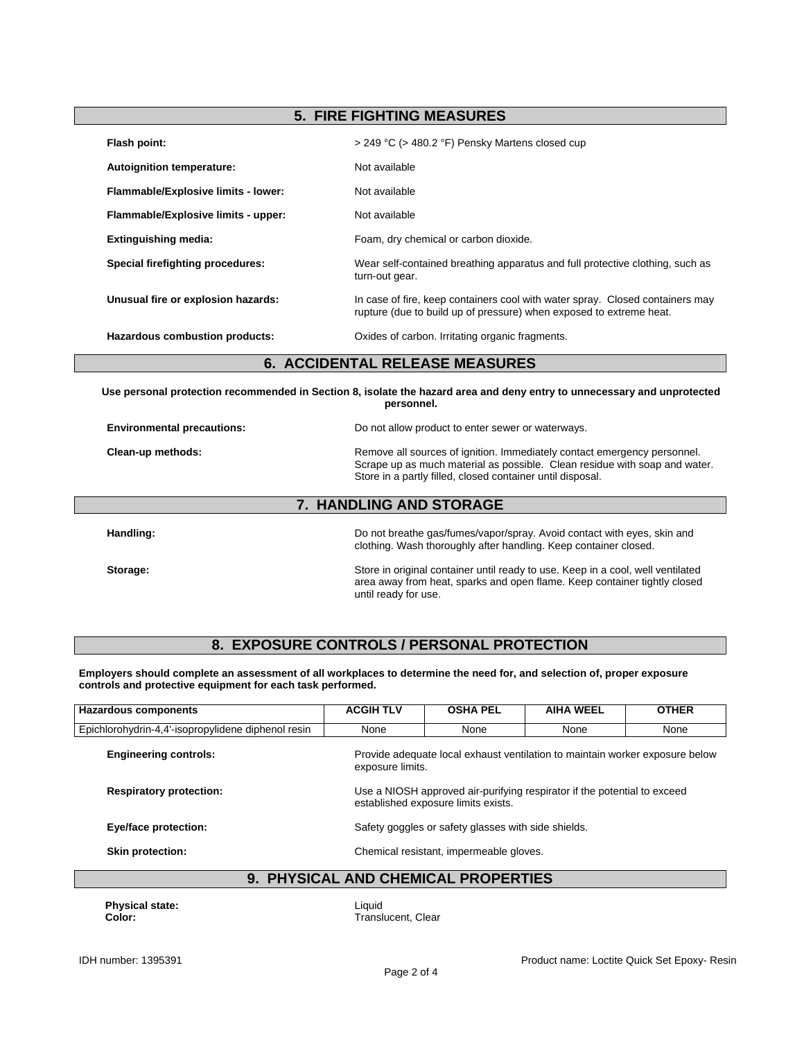## 5. FIRE FIGHTING MEASURES

**Flash point:** > 249 °C (> 480.2 °F) Pensky Martens closed cup

**Autoignition temperature:** Not available

**Flammable/Explosive limits - lower:** Not available

**Flammable/Explosive limits - upper:** Not available

**Extinguishing media:** Foam, dry chemical or carbon dioxide.

**Special firefighting procedures:** Wear self-contained breathing apparatus and full protective clothing, such as turn-out gear.

**Unusual fire or explosion hazards:** In case of fire, keep containers cool with water spray. Closed containers may rupture (due to build up of pressure) when exposed to extreme heat.

**Hazardous combustion products:** Oxides of carbon. Irritating organic fragments.

## 6. ACCIDENTAL RELEASE MEASURES

**Use personal protection recommended in Section 8, isolate the hazard area and deny entry to unnecessary and unprotected personnel.**

**Environmental precautions:** Do not allow product to enter sewer or waterways.

**Clean-up methods:** Remove all sources of ignition. Immediately contact emergency personnel. Scrape up as much material as possible. Clean residue with soap and water. Store in a partly filled, closed container until disposal.

## 7. HANDLING AND STORAGE

**Handling:** Do not breathe gas/fumes/vapor/spray. Avoid contact with eyes, skin and clothing. Wash thoroughly after handling. Keep container closed.

**Storage:** Store in original container until ready to use. Keep in a cool, well ventilated area away from heat, sparks and open flame. Keep container tightly closed until ready for use.

## 8. EXPOSURE CONTROLS / PERSONAL PROTECTION

**Employers should complete an assessment of all workplaces to determine the need for, and selection of, proper exposure controls and protective equipment for each task performed.**

| Hazardous components | ACGIH TLV | OSHA PEL | AIHA WEEL | OTHER |
|---|---|---|---|---|
| Epichlorohydrin-4,4'-isopropylidene diphenol resin | None | None | None | None |

**Engineering controls:** Provide adequate local exhaust ventilation to maintain worker exposure below exposure limits.

**Respiratory protection:** Use a NIOSH approved air-purifying respirator if the potential to exceed established exposure limits exists.

**Eye/face protection:** Safety goggles or safety glasses with side shields.

**Skin protection:** Chemical resistant, impermeable gloves.

## 9. PHYSICAL AND CHEMICAL PROPERTIES

**Physical state:** Liquid
**Color:** Translucent, Clear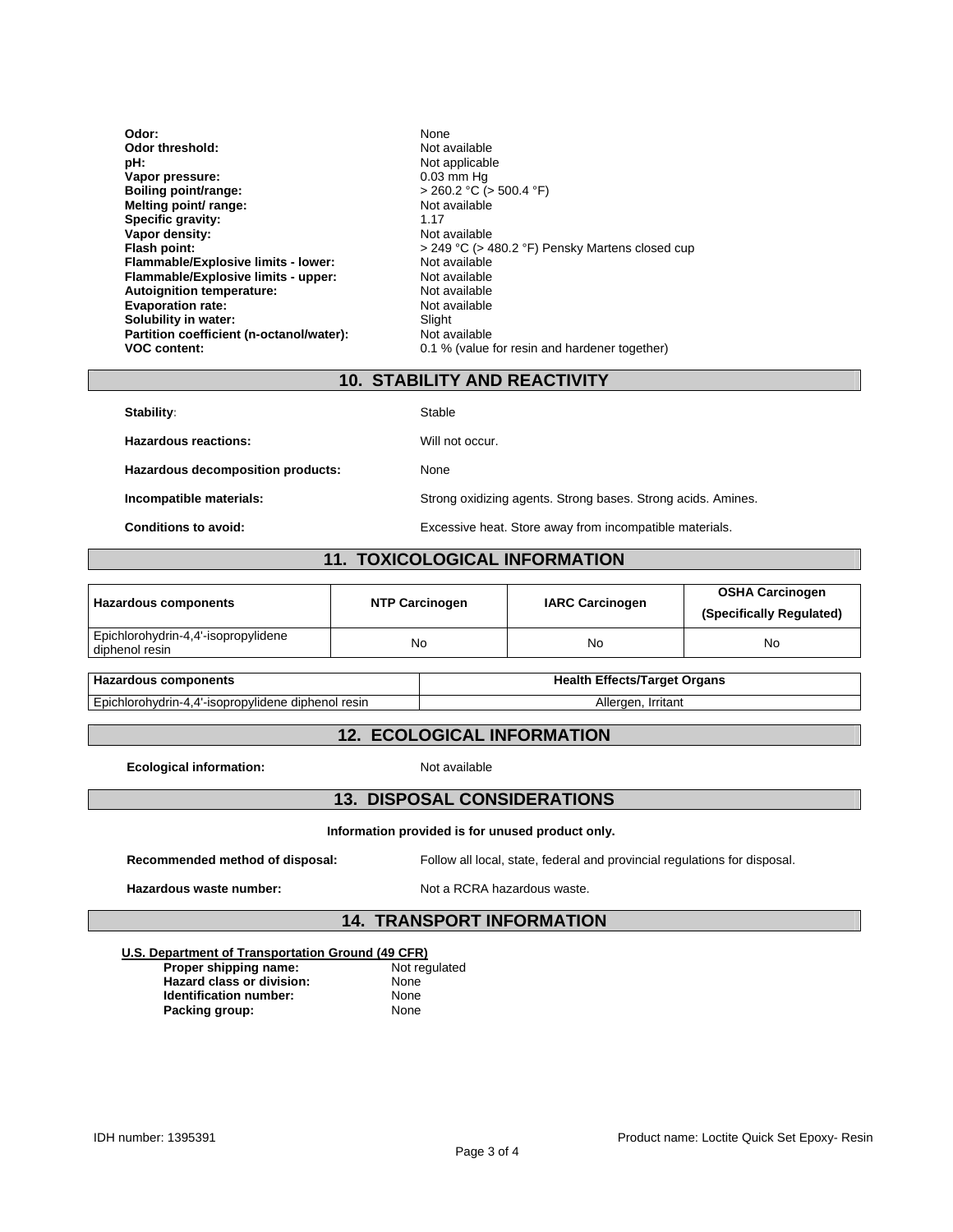| | |
|---|---|
| **Odor:** | None |
| **Odor threshold:** | Not available |
| **pH:** | Not applicable |
| **Vapor pressure:** | 0.03 mm Hg |
| **Boiling point/range:** | > 260.2 °C (> 500.4 °F) |
| **Melting point/ range:** | Not available |
| **Specific gravity:** | 1.17 |
| **Vapor density:** | Not available |
| **Flash point:** | > 249 °C (> 480.2 °F) Pensky Martens closed cup |
| **Flammable/Explosive limits - lower:** | Not available |
| **Flammable/Explosive limits - upper:** | Not available |
| **Autoignition temperature:** | Not available |
| **Evaporation rate:** | Not available |
| **Solubility in water:** | Slight |
| **Partition coefficient (n-octanol/water):** | Not available |
| **VOC content:** | 0.1 % (value for resin and hardener together) |

## 10. STABILITY AND REACTIVITY

| | |
|---|---|
| **Stability:** | Stable |
| **Hazardous reactions:** | Will not occur. |
| **Hazardous decomposition products:** | None |
| **Incompatible materials:** | Strong oxidizing agents. Strong bases. Strong acids. Amines. |
| **Conditions to avoid:** | Excessive heat. Store away from incompatible materials. |

## 11. TOXICOLOGICAL INFORMATION

| Hazardous components | NTP Carcinogen | IARC Carcinogen | OSHA Carcinogen (Specifically Regulated) |
|---|---|---|---|
| Epichlorohydrin-4,4'-isopropylidene diphenol resin | No | No | No |

| Hazardous components | Health Effects/Target Organs |
|---|---|
| Epichlorohydrin-4,4'-isopropylidene diphenol resin | Allergen, Irritant |

## 12. ECOLOGICAL INFORMATION

**Ecological information:** Not available

## 13. DISPOSAL CONSIDERATIONS

**Information provided is for unused product only.**

**Recommended method of disposal:** Follow all local, state, federal and provincial regulations for disposal.

**Hazardous waste number:** Not a RCRA hazardous waste.

## 14. TRANSPORT INFORMATION

**U.S. Department of Transportation Ground (49 CFR)**

| | |
|---|---|
| **Proper shipping name:** | Not regulated |
| **Hazard class or division:** | None |
| **Identification number:** | None |
| **Packing group:** | None |

IDH number: 1395391

Product name: Loctite Quick Set Epoxy- Resin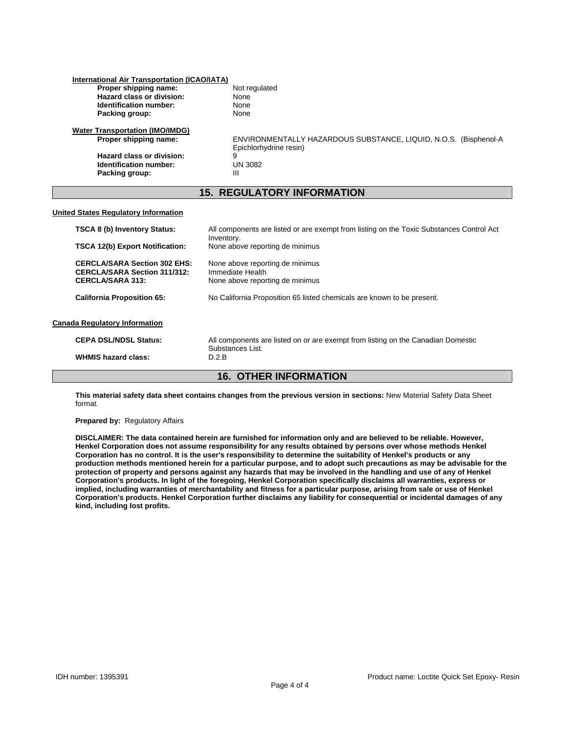**International Air Transportation (ICAO/IATA)**

| | |
|---|---|
| **Proper shipping name:** | Not regulated |
| **Hazard class or division:** | None |
| **Identification number:** | None |
| **Packing group:** | None |

**Water Transportation (IMO/IMDG)**

| | |
|---|---|
| **Proper shipping name:** | ENVIRONMENTALLY HAZARDOUS SUBSTANCE, LIQUID, N.O.S. (Bisphenol-A Epichlorhydrine resin) |
| **Hazard class or division:** | 9 |
| **Identification number:** | UN 3082 |
| **Packing group:** | III |

## 15. REGULATORY INFORMATION

**United States Regulatory Information**

| | |
|---|---|
| **TSCA 8 (b) Inventory Status:** | All components are listed or are exempt from listing on the Toxic Substances Control Act Inventory. |
| **TSCA 12(b) Export Notification:** | None above reporting de minimus |
| **CERCLA/SARA Section 302 EHS:** | None above reporting de minimus |
| **CERCLA/SARA Section 311/312:** | Immediate Health |
| **CERCLA/SARA 313:** | None above reporting de minimus |
| **California Proposition 65:** | No California Proposition 65 listed chemicals are known to be present. |

**Canada Regulatory Information**

| | |
|---|---|
| **CEPA DSL/NDSL Status:** | All components are listed on or are exempt from listing on the Canadian Domestic Substances List. |
| **WHMIS hazard class:** | D.2.B |

## 16. OTHER INFORMATION

**This material safety data sheet contains changes from the previous version in sections:** New Material Safety Data Sheet format.

**Prepared by:** Regulatory Affairs

**DISCLAIMER: The data contained herein are furnished for information only and are believed to be reliable. However, Henkel Corporation does not assume responsibility for any results obtained by persons over whose methods Henkel Corporation has no control. It is the user's responsibility to determine the suitability of Henkel's products or any production methods mentioned herein for a particular purpose, and to adopt such precautions as may be advisable for the protection of property and persons against any hazards that may be involved in the handling and use of any of Henkel Corporation's products. In light of the foregoing, Henkel Corporation specifically disclaims all warranties, express or implied, including warranties of merchantability and fitness for a particular purpose, arising from sale or use of Henkel Corporation's products. Henkel Corporation further disclaims any liability for consequential or incidental damages of any kind, including lost profits.**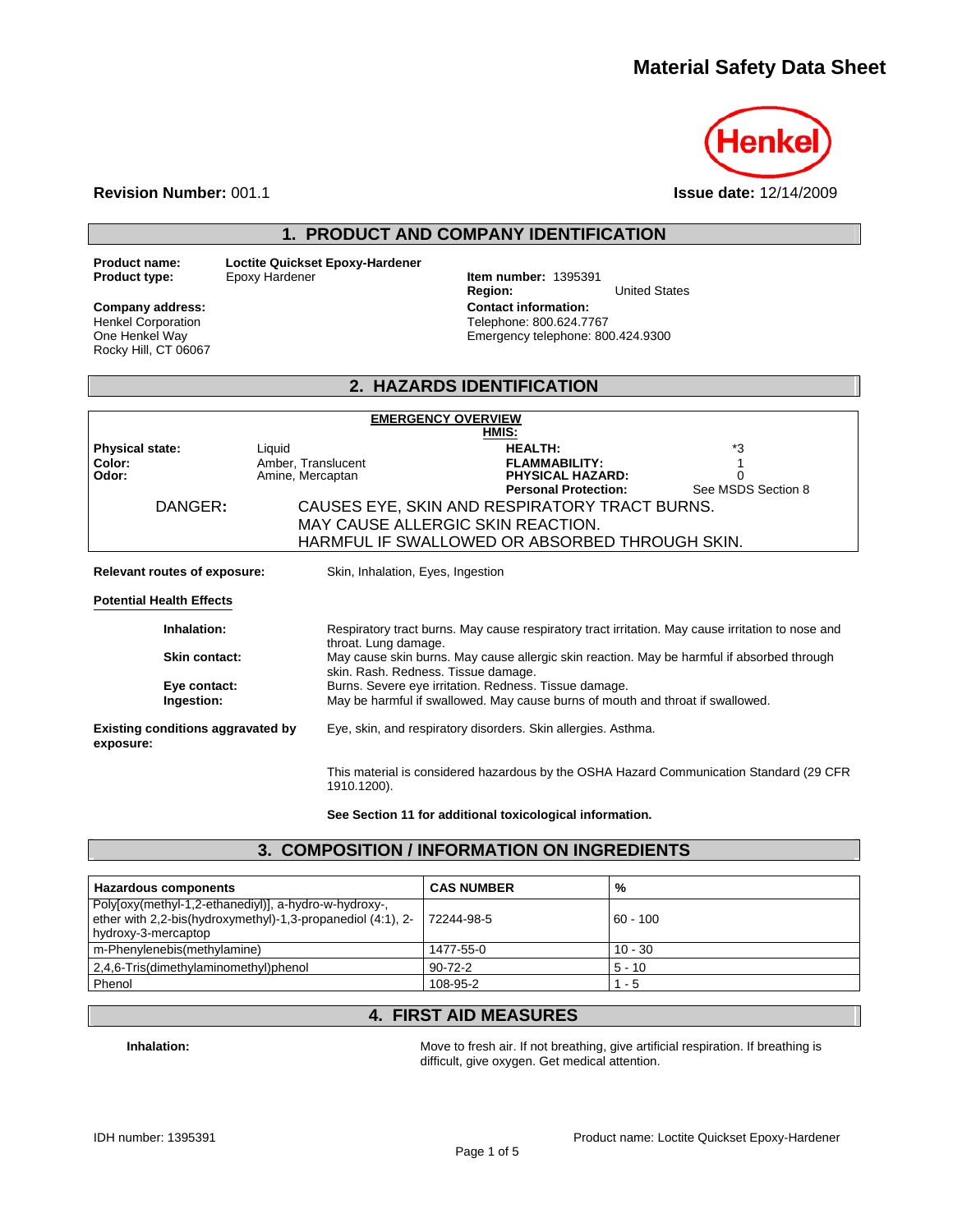# Material Safety Data Sheet

**Revision Number:** 001.1

**Issue date:** 12/14/2009

## 1. PRODUCT AND COMPANY IDENTIFICATION

**Product name:** Loctite Quickset Epoxy-Hardener
**Product type:** Epoxy Hardener

**Item number:** 1395391
**Region:** United States

**Company address:**
Henkel Corporation
One Henkel Way
Rocky Hill, CT 06067

**Contact information:**
Telephone: 800.624.7767
Emergency telephone: 800.424.9300

## 2. HAZARDS IDENTIFICATION

**EMERGENCY OVERVIEW**

**HMIS:**

| | | | |
|---|---|---|---|
| **Physical state:** | Liquid | **HEALTH:** | *3 |
| **Color:** | Amber, Translucent | **FLAMMABILITY:** | 1 |
| **Odor:** | Amine, Mercaptan | **PHYSICAL HAZARD:** | 0 |
| | | **Personal Protection:** | See MSDS Section 8 |

DANGER: CAUSES EYE, SKIN AND RESPIRATORY TRACT BURNS.
MAY CAUSE ALLERGIC SKIN REACTION.
HARMFUL IF SWALLOWED OR ABSORBED THROUGH SKIN.

**Relevant routes of exposure:** Skin, Inhalation, Eyes, Ingestion

**Potential Health Effects**

**Inhalation:** Respiratory tract burns. May cause respiratory tract irritation. May cause irritation to nose and throat. Lung damage.

**Skin contact:** May cause skin burns. May cause allergic skin reaction. May be harmful if absorbed through skin. Rash. Redness. Tissue damage.

**Eye contact:** Burns. Severe eye irritation. Redness. Tissue damage.

**Ingestion:** May be harmful if swallowed. May cause burns of mouth and throat if swallowed.

**Existing conditions aggravated by exposure:** Eye, skin, and respiratory disorders. Skin allergies. Asthma.

This material is considered hazardous by the OSHA Hazard Communication Standard (29 CFR 1910.1200).

**See Section 11 for additional toxicological information.**

## 3. COMPOSITION / INFORMATION ON INGREDIENTS

| Hazardous components | CAS NUMBER | % |
|---|---|---|
| Poly[oxy(methyl-1,2-ethanediyl)], a-hydro-w-hydroxy-, ether with 2,2-bis(hydroxymethyl)-1,3-propanediol (4:1), 2-hydroxy-3-mercaptop | 72244-98-5 | 60 - 100 |
| m-Phenylenebis(methylamine) | 1477-55-0 | 10 - 30 |
| 2,4,6-Tris(dimethylaminomethyl)phenol | 90-72-2 | 5 - 10 |
| Phenol | 108-95-2 | 1 - 5 |

## 4. FIRST AID MEASURES

**Inhalation:** Move to fresh air. If not breathing, give artificial respiration. If breathing is difficult, give oxygen. Get medical attention.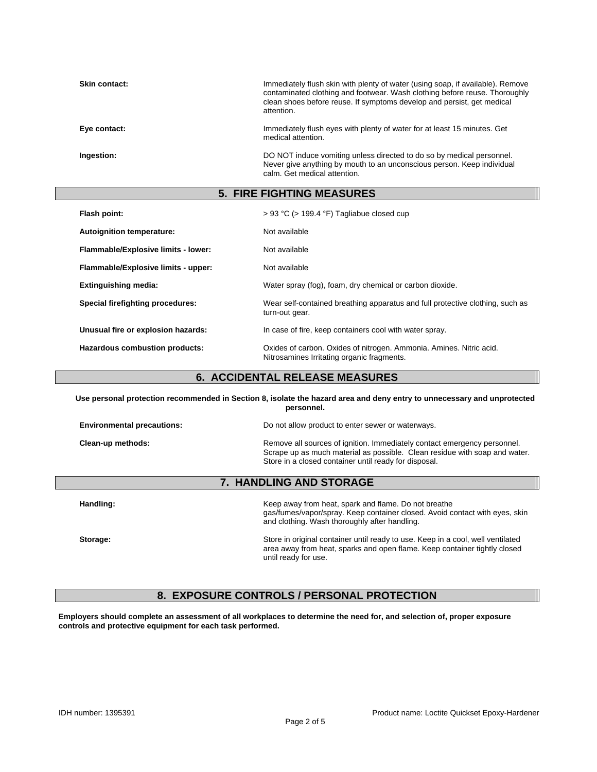**Skin contact:** Immediately flush skin with plenty of water (using soap, if available). Remove contaminated clothing and footwear. Wash clothing before reuse. Thoroughly clean shoes before reuse. If symptoms develop and persist, get medical attention.

**Eye contact:** Immediately flush eyes with plenty of water for at least 15 minutes. Get medical attention.

**Ingestion:** DO NOT induce vomiting unless directed to do so by medical personnel. Never give anything by mouth to an unconscious person. Keep individual calm. Get medical attention.

## 5. FIRE FIGHTING MEASURES

**Flash point:** > 93 °C (> 199.4 °F) Tagliabue closed cup

**Autoignition temperature:** Not available

**Flammable/Explosive limits - lower:** Not available

**Flammable/Explosive limits - upper:** Not available

**Extinguishing media:** Water spray (fog), foam, dry chemical or carbon dioxide.

**Special firefighting procedures:** Wear self-contained breathing apparatus and full protective clothing, such as turn-out gear.

**Unusual fire or explosion hazards:** In case of fire, keep containers cool with water spray.

**Hazardous combustion products:** Oxides of carbon. Oxides of nitrogen. Ammonia. Amines. Nitric acid. Nitrosamines Irritating organic fragments.

## 6. ACCIDENTAL RELEASE MEASURES

**Use personal protection recommended in Section 8, isolate the hazard area and deny entry to unnecessary and unprotected personnel.**

**Environmental precautions:** Do not allow product to enter sewer or waterways.

**Clean-up methods:** Remove all sources of ignition. Immediately contact emergency personnel. Scrape up as much material as possible. Clean residue with soap and water. Store in a closed container until ready for disposal.

## 7. HANDLING AND STORAGE

**Handling:** Keep away from heat, spark and flame. Do not breathe gas/fumes/vapor/spray. Keep container closed. Avoid contact with eyes, skin and clothing. Wash thoroughly after handling.

**Storage:** Store in original container until ready to use. Keep in a cool, well ventilated area away from heat, sparks and open flame. Keep container tightly closed until ready for use.

## 8. EXPOSURE CONTROLS / PERSONAL PROTECTION

**Employers should complete an assessment of all workplaces to determine the need for, and selection of, proper exposure controls and protective equipment for each task performed.**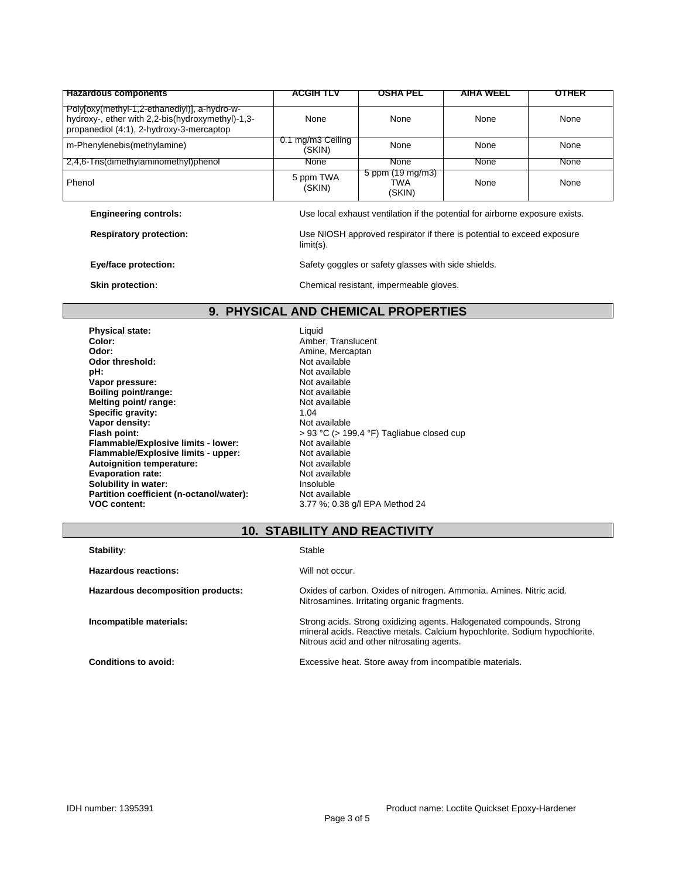| Hazardous components | ACGIH TLV | OSHA PEL | AIHA WEEL | OTHER |
|---|---|---|---|---|
| Poly[oxy(methyl-1,2-ethanediyl)], a-hydro-w-hydroxy-, ether with 2,2-bis(hydroxymethyl)-1,3-propanediol (4:1), 2-hydroxy-3-mercaptop | None | None | None | None |
| m-Phenylenebis(methylamine) | 0.1 mg/m3 Ceiling (SKIN) | None | None | None |
| 2,4,6-Tris(dimethylaminomethyl)phenol | None | None | None | None |
| Phenol | 5 ppm TWA (SKIN) | 5 ppm (19 mg/m3) TWA (SKIN) | None | None |

**Engineering controls:** Use local exhaust ventilation if the potential for airborne exposure exists.

**Respiratory protection:** Use NIOSH approved respirator if there is potential to exceed exposure limit(s).

**Eye/face protection:** Safety goggles or safety glasses with side shields.

**Skin protection:** Chemical resistant, impermeable gloves.

## 9. PHYSICAL AND CHEMICAL PROPERTIES

**Physical state:** Liquid
**Color:** Amber, Translucent
**Odor:** Amine, Mercaptan
**Odor threshold:** Not available
**pH:** Not available
**Vapor pressure:** Not available
**Boiling point/range:** Not available
**Melting point/ range:** Not available
**Specific gravity:** 1.04
**Vapor density:** Not available
**Flash point:** > 93 °C (> 199.4 °F) Tagliabue closed cup
**Flammable/Explosive limits - lower:** Not available
**Flammable/Explosive limits - upper:** Not available
**Autoignition temperature:** Not available
**Evaporation rate:** Not available
**Solubility in water:** Insoluble
**Partition coefficient (n-octanol/water):** Not available
**VOC content:** 3.77 %; 0.38 g/l EPA Method 24

## 10. STABILITY AND REACTIVITY

**Stability:** Stable

**Hazardous reactions:** Will not occur.

**Hazardous decomposition products:** Oxides of carbon. Oxides of nitrogen. Ammonia. Amines. Nitric acid. Nitrosamines. Irritating organic fragments.

**Incompatible materials:** Strong acids. Strong oxidizing agents. Halogenated compounds. Strong mineral acids. Reactive metals. Calcium hypochlorite. Sodium hypochlorite. Nitrous acid and other nitrosating agents.

**Conditions to avoid:** Excessive heat. Store away from incompatible materials.

IDH number: 1395391 Product name: Loctite Quickset Epoxy-Hardener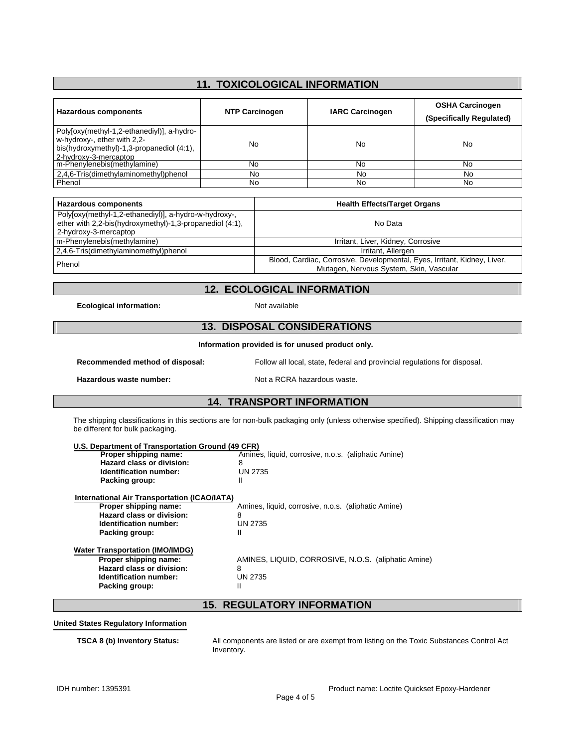## 11. TOXICOLOGICAL INFORMATION

| Hazardous components | NTP Carcinogen | IARC Carcinogen | OSHA Carcinogen (Specifically Regulated) |
|---|---|---|---|
| Poly[oxy(methyl-1,2-ethanediyl)], a-hydro-w-hydroxy-, ether with 2,2-bis(hydroxymethyl)-1,3-propanediol (4:1), 2-hydroxy-3-mercaptop | No | No | No |
| m-Phenylenebis(methylamine) | No | No | No |
| 2,4,6-Tris(dimethylaminomethyl)phenol | No | No | No |
| Phenol | No | No | No |

| Hazardous components | Health Effects/Target Organs |
|---|---|
| Poly[oxy(methyl-1,2-ethanediyl)], a-hydro-w-hydroxy-, ether with 2,2-bis(hydroxymethyl)-1,3-propanediol (4:1), 2-hydroxy-3-mercaptop | No Data |
| m-Phenylenebis(methylamine) | Irritant, Liver, Kidney, Corrosive |
| 2,4,6-Tris(dimethylaminomethyl)phenol | Irritant, Allergen |
| Phenol | Blood, Cardiac, Corrosive, Developmental, Eyes, Irritant, Kidney, Liver, Mutagen, Nervous System, Skin, Vascular |

## 12. ECOLOGICAL INFORMATION

**Ecological information:** Not available

## 13. DISPOSAL CONSIDERATIONS

**Information provided is for unused product only.**

**Recommended method of disposal:** Follow all local, state, federal and provincial regulations for disposal.

**Hazardous waste number:** Not a RCRA hazardous waste.

## 14. TRANSPORT INFORMATION

The shipping classifications in this sections are for non-bulk packaging only (unless otherwise specified). Shipping classification may be different for bulk packaging.

**U.S. Department of Transportation Ground (49 CFR)**

**Proper shipping name:** Amines, liquid, corrosive, n.o.s. (aliphatic Amine)
**Hazard class or division:** 8
**Identification number:** UN 2735
**Packing group:** II

**International Air Transportation (ICAO/IATA)**

**Proper shipping name:** Amines, liquid, corrosive, n.o.s. (aliphatic Amine)
**Hazard class or division:** 8
**Identification number:** UN 2735
**Packing group:** II

**Water Transportation (IMO/IMDG)**

**Proper shipping name:** AMINES, LIQUID, CORROSIVE, N.O.S. (aliphatic Amine)
**Hazard class or division:** 8
**Identification number:** UN 2735
**Packing group:** II

## 15. REGULATORY INFORMATION

**United States Regulatory Information**

**TSCA 8 (b) Inventory Status:** All components are listed or are exempt from listing on the Toxic Substances Control Act Inventory.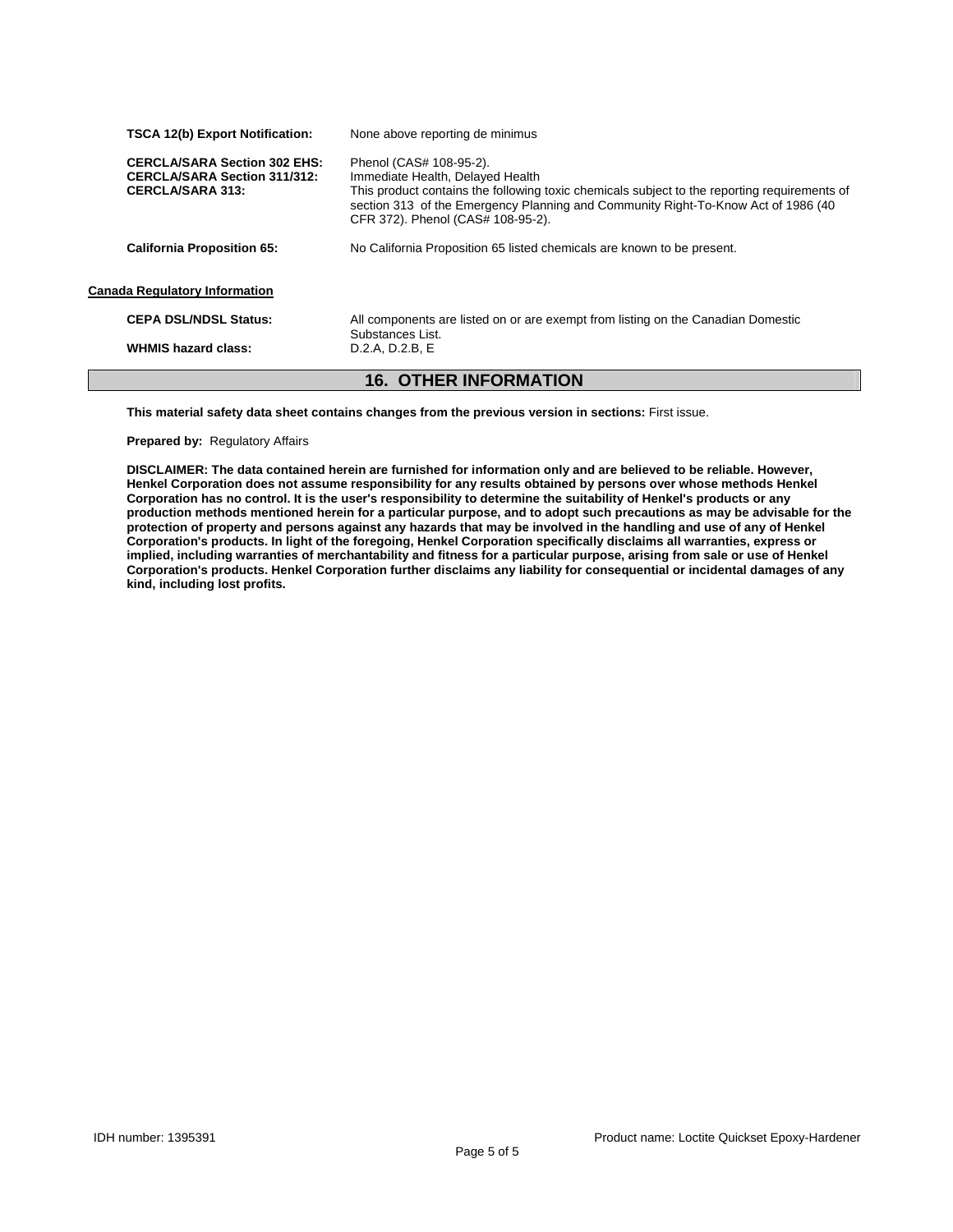| | |
|---|---|
| **TSCA 12(b) Export Notification:** | None above reporting de minimus |
| **CERCLA/SARA Section 302 EHS:** | Phenol (CAS# 108-95-2). |
| **CERCLA/SARA Section 311/312:** | Immediate Health, Delayed Health |
| **CERCLA/SARA 313:** | This product contains the following toxic chemicals subject to the reporting requirements of section 313 of the Emergency Planning and Community Right-To-Know Act of 1986 (40 CFR 372). Phenol (CAS# 108-95-2). |
| **California Proposition 65:** | No California Proposition 65 listed chemicals are known to be present. |

**Canada Regulatory Information**

| | |
|---|---|
| **CEPA DSL/NDSL Status:** | All components are listed on or are exempt from listing on the Canadian Domestic Substances List. |
| **WHMIS hazard class:** | D.2.A, D.2.B, E |

## 16. OTHER INFORMATION

**This material safety data sheet contains changes from the previous version in sections:** First issue.

**Prepared by:** Regulatory Affairs

**DISCLAIMER: The data contained herein are furnished for information only and are believed to be reliable. However, Henkel Corporation does not assume responsibility for any results obtained by persons over whose methods Henkel Corporation has no control. It is the user's responsibility to determine the suitability of Henkel's products or any production methods mentioned herein for a particular purpose, and to adopt such precautions as may be advisable for the protection of property and persons against any hazards that may be involved in the handling and use of any of Henkel Corporation's products. In light of the foregoing, Henkel Corporation specifically disclaims all warranties, express or implied, including warranties of merchantability and fitness for a particular purpose, arising from sale or use of Henkel Corporation's products. Henkel Corporation further disclaims any liability for consequential or incidental damages of any kind, including lost profits.**